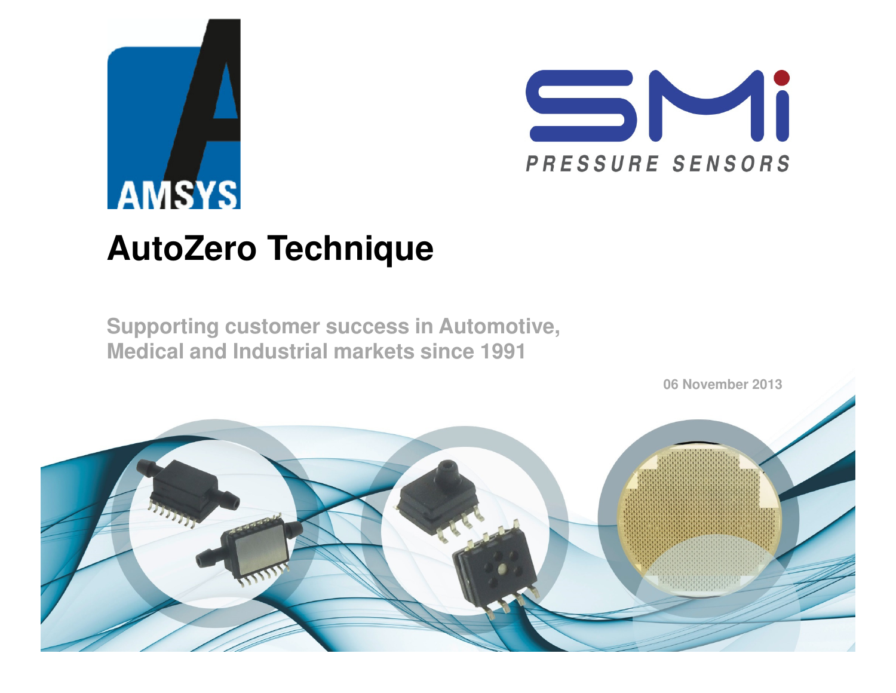AMSYS

SMI PRESSURE SENSORS

# AutoZero Technique

**Supporting customer success in Automotive, Medical and Industrial markets since 1991**

06 November 2013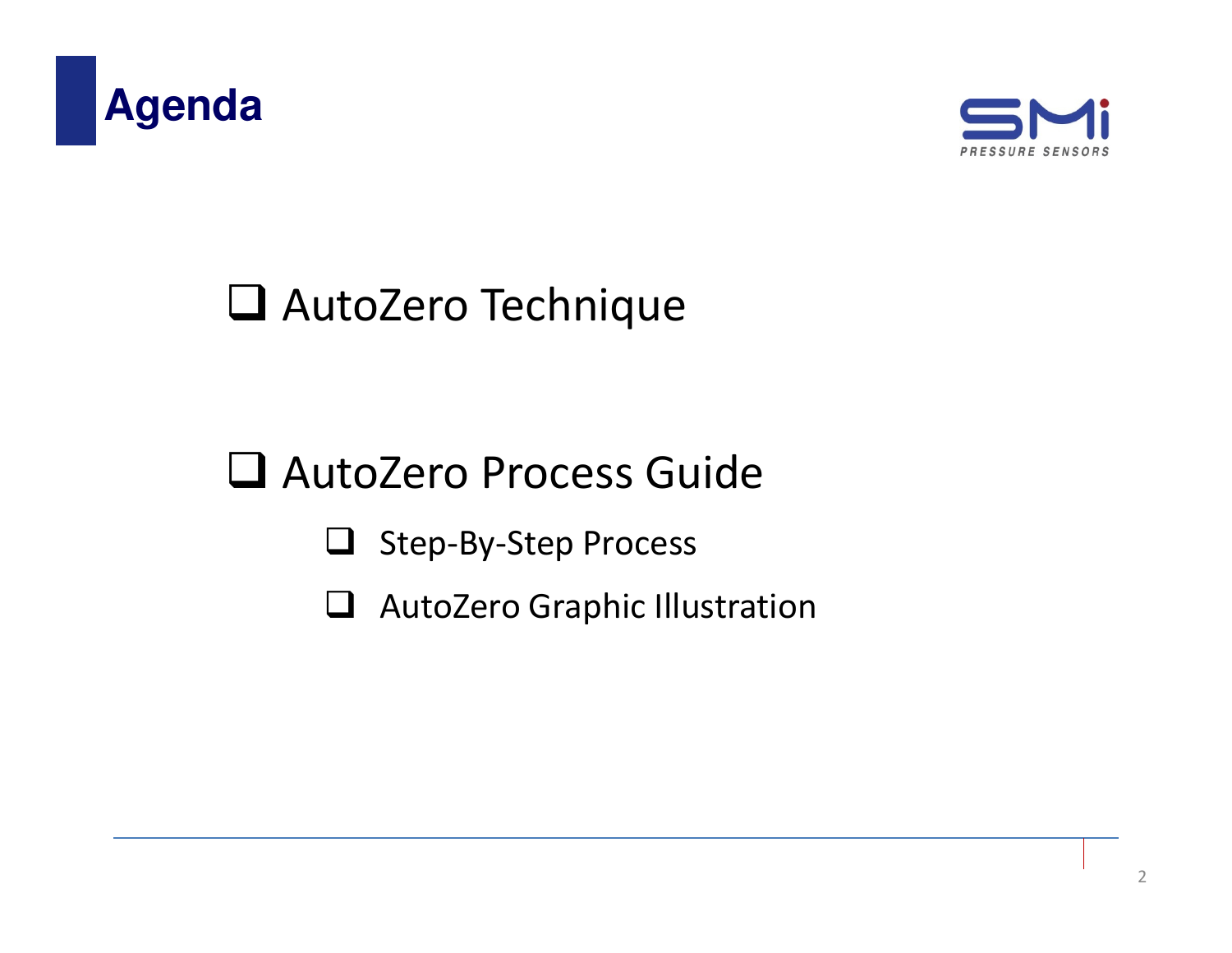# Agenda

- AutoZero Technique
- AutoZero Process Guide
  - Step-By-Step Process
  - AutoZero Graphic Illustration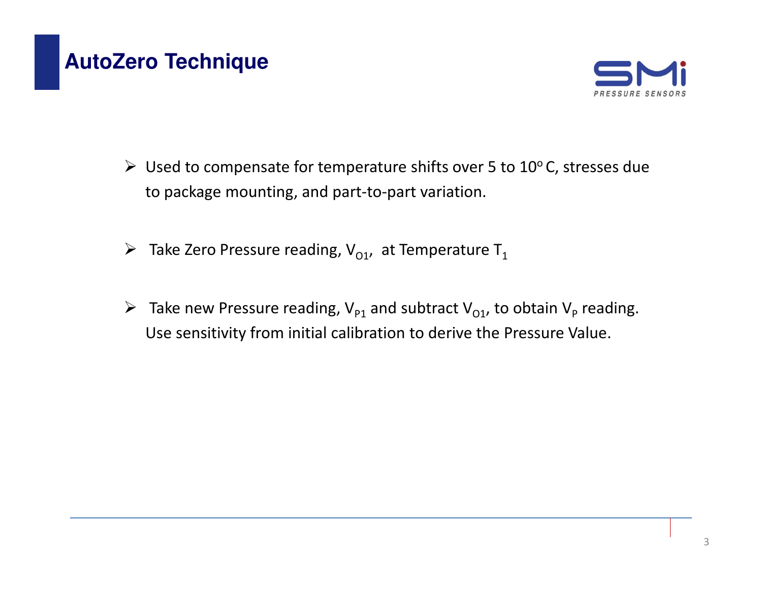# AutoZero Technique

- Used to compensate for temperature shifts over 5 to $10^{o}$ C, stresses due to package mounting, and part-to-part variation.

- Take Zero Pressure reading, $V_{O1}$, at Temperature $T_1$

- Take new Pressure reading, $V_{P1}$ and subtract $V_{O1}$, to obtain $V_P$ reading. Use sensitivity from initial calibration to derive the Pressure Value.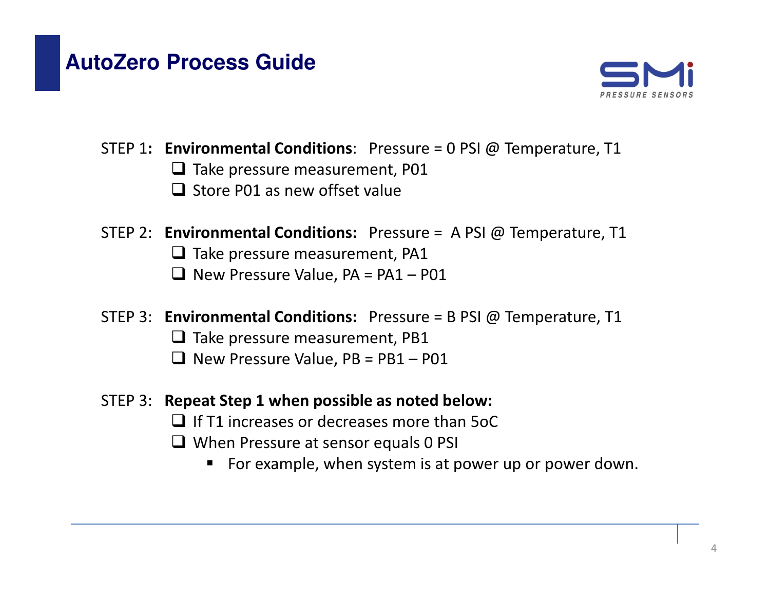# AutoZero Process Guide

STEP 1: **Environmental Conditions**: Pressure = 0 PSI @ Temperature, T1

- ❑ Take pressure measurement, P01
- ❑ Store P01 as new offset value

STEP 2: **Environmental Conditions:** Pressure = A PSI @ Temperature, T1

- ❑ Take pressure measurement, PA1
- ❑ New Pressure Value, PA = PA1 – P01

STEP 3: **Environmental Conditions:** Pressure = B PSI @ Temperature, T1

- ❑ Take pressure measurement, PB1
- ❑ New Pressure Value, PB = PB1 – P01

STEP 3: **Repeat Step 1 when possible as noted below:**

- ❑ If T1 increases or decreases more than 5oC
- ❑ When Pressure at sensor equals 0 PSI
  - For example, when system is at power up or power down.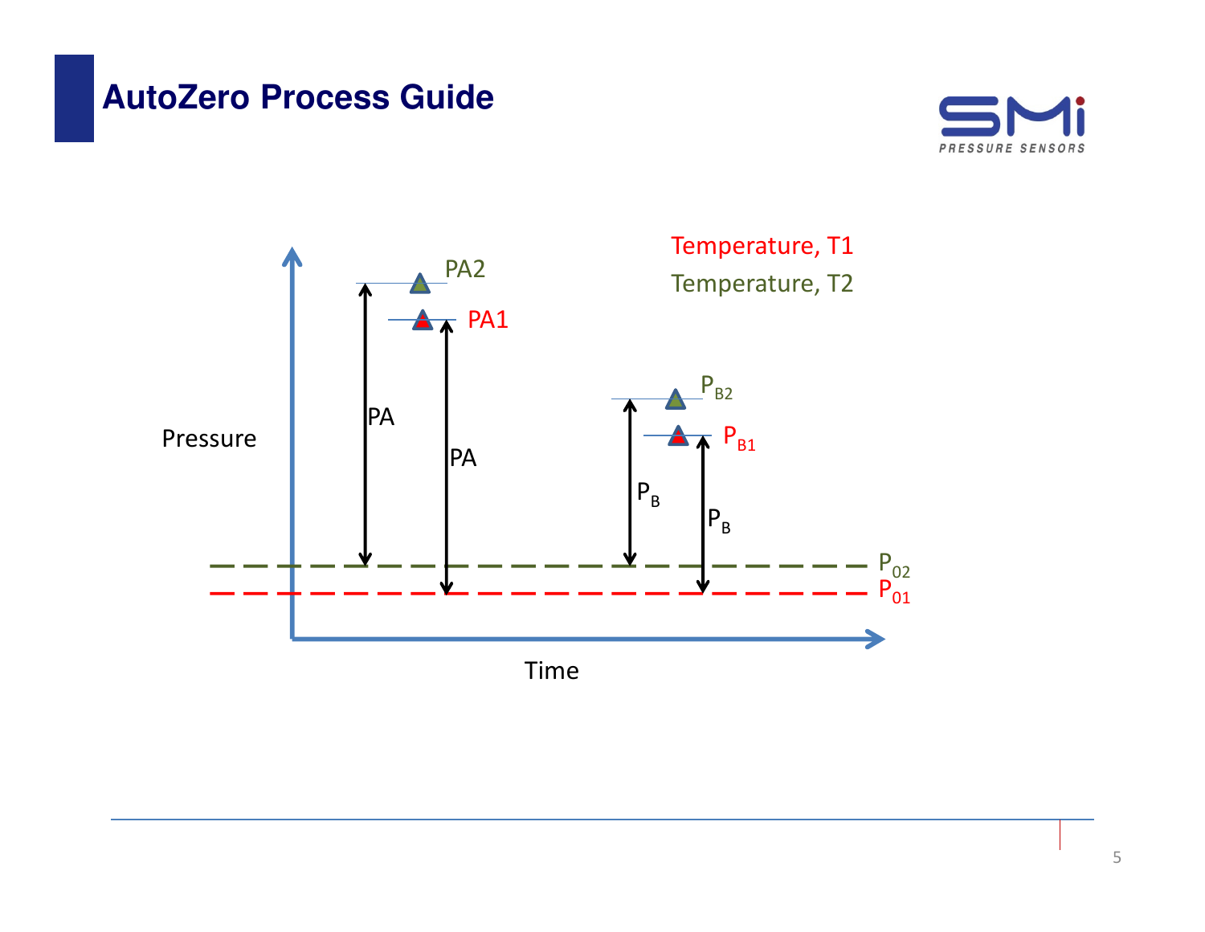# AutoZero Process Guide

Temperature, T1

Temperature, T2

PA2

PA1

PA

PA

$P_{B2}$

$P_{B1}$

$P_B$

$P_B$

Pressure

$P_{02}$

$P_{01}$

Time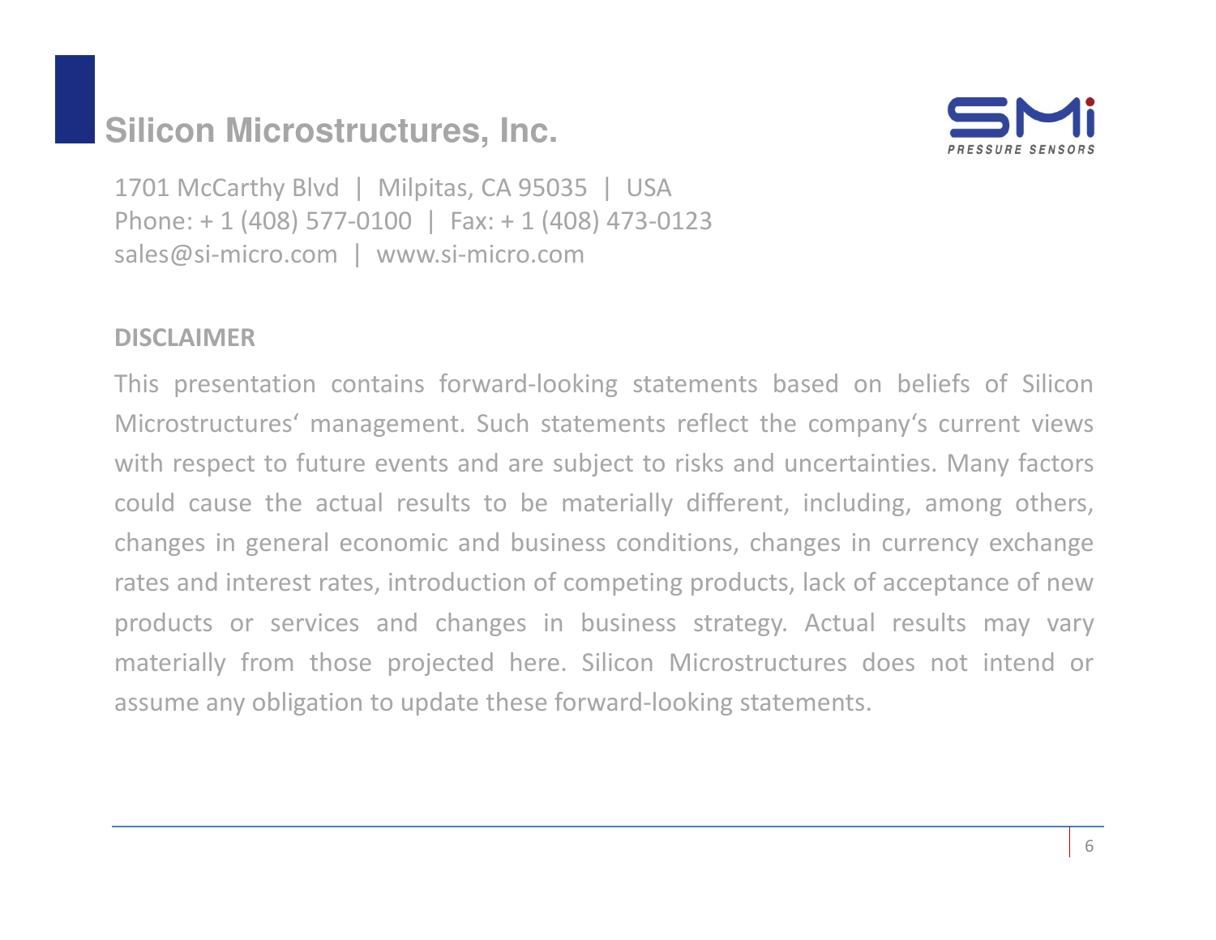# Silicon Microstructures, Inc.

SMi PRESSURE SENSORS

1701 McCarthy Blvd | Milpitas, CA 95035 | USA
Phone: + 1 (408) 577-0100 | Fax: + 1 (408) 473-0123
sales@si-micro.com | www.si-micro.com

**DISCLAIMER**

This presentation contains forward-looking statements based on beliefs of Silicon Microstructures‘ management. Such statements reflect the company‘s current views with respect to future events and are subject to risks and uncertainties. Many factors could cause the actual results to be materially different, including, among others, changes in general economic and business conditions, changes in currency exchange rates and interest rates, introduction of competing products, lack of acceptance of new products or services and changes in business strategy. Actual results may vary materially from those projected here. Silicon Microstructures does not intend or assume any obligation to update these forward-looking statements.